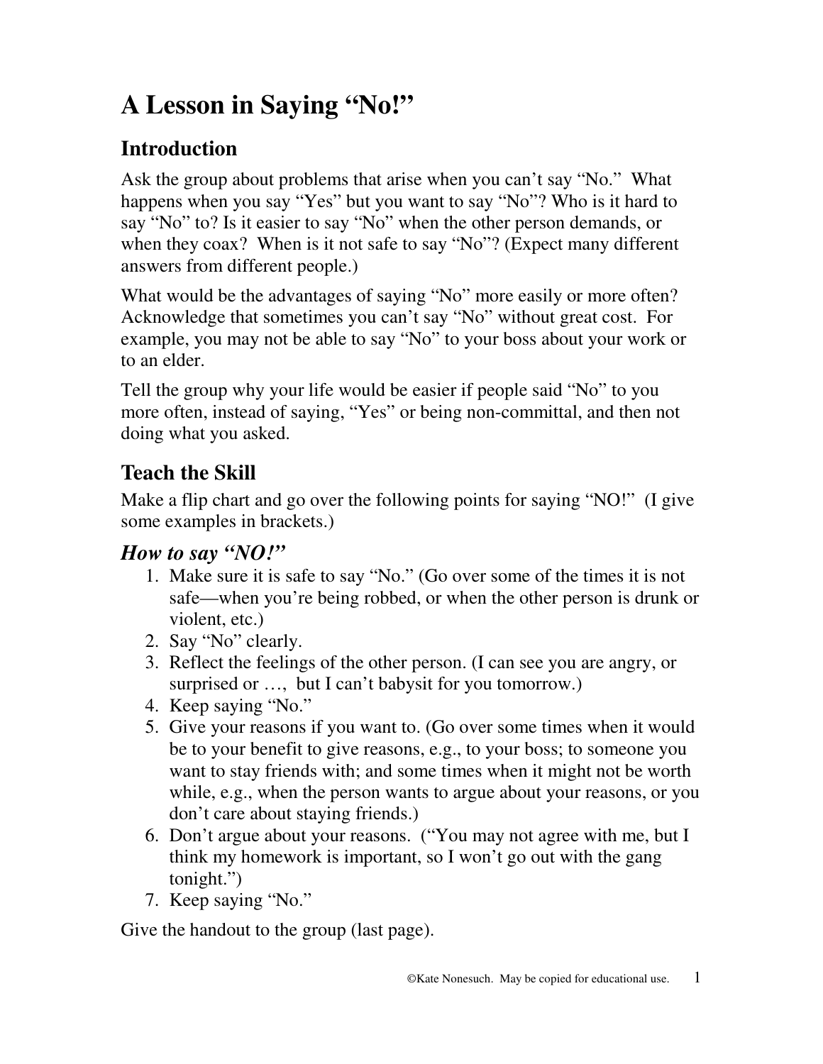# A Lesson in Saying "No!"

## Introduction

Ask the group about problems that arise when you can't say "No." What happens when you say "Yes" but you want to say "No"? Who is it hard to say "No" to? Is it easier to say "No" when the other person demands, or when they coax? When is it not safe to say "No"? (Expect many different answers from different people.)

What would be the advantages of saying "No" more easily or more often? Acknowledge that sometimes you can't say "No" without great cost. For example, you may not be able to say "No" to your boss about your work or to an elder.

Tell the group why your life would be easier if people said "No" to you more often, instead of saying, "Yes" or being non-committal, and then not doing what you asked.

## Teach the Skill

Make a flip chart and go over the following points for saying "NO!" (I give some examples in brackets.)

### *How to say "NO!"*

1. Make sure it is safe to say "No." (Go over some of the times it is not safe—when you're being robbed, or when the other person is drunk or violent, etc.)
2. Say "No" clearly.
3. Reflect the feelings of the other person. (I can see you are angry, or surprised or …, but I can't babysit for you tomorrow.)
4. Keep saying "No."
5. Give your reasons if you want to. (Go over some times when it would be to your benefit to give reasons, e.g., to your boss; to someone you want to stay friends with; and some times when it might not be worth while, e.g., when the person wants to argue about your reasons, or you don't care about staying friends.)
6. Don't argue about your reasons. ("You may not agree with me, but I think my homework is important, so I won't go out with the gang tonight.")
7. Keep saying "No."

Give the handout to the group (last page).

©Kate Nonesuch. May be copied for educational use.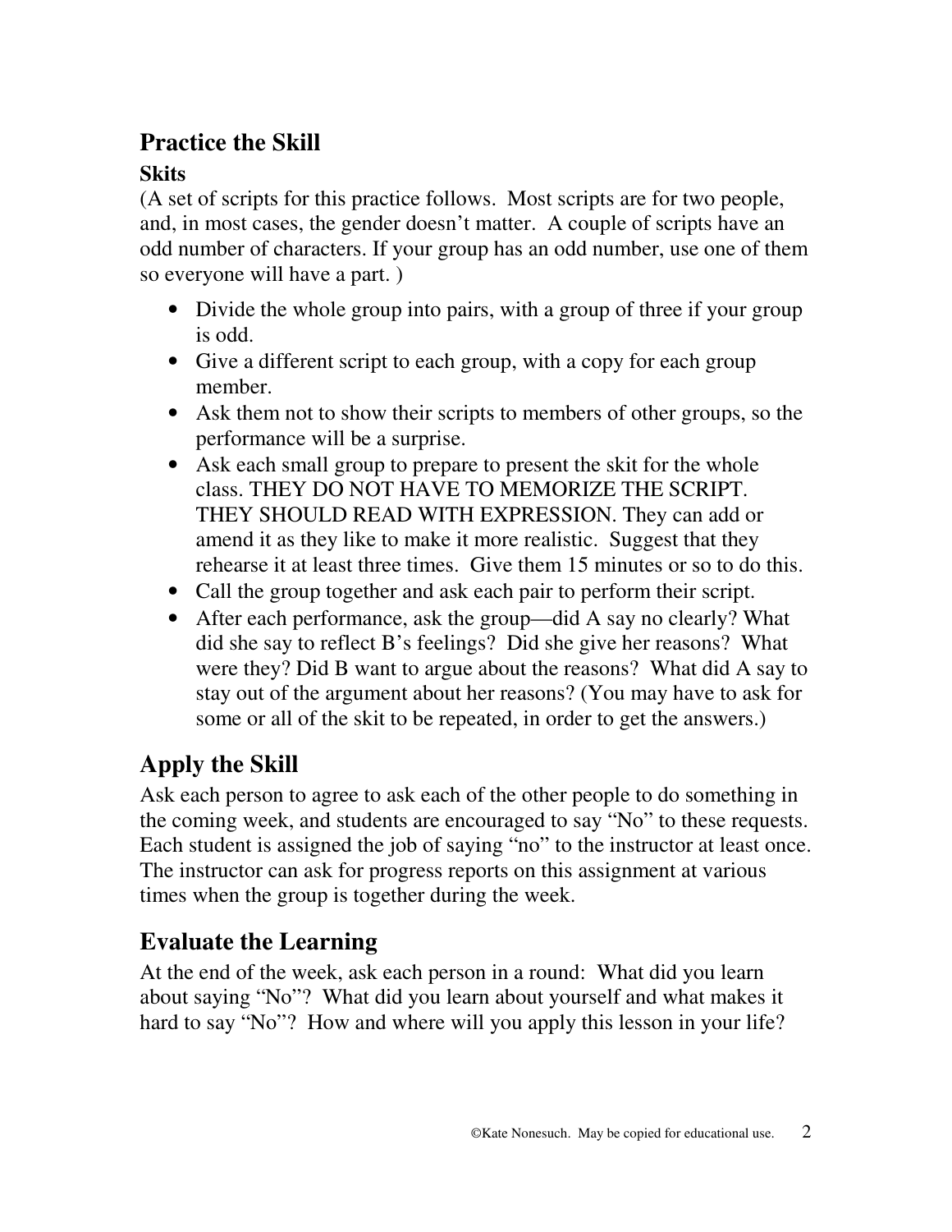## Practice the Skill

### Skits

(A set of scripts for this practice follows. Most scripts are for two people, and, in most cases, the gender doesn't matter. A couple of scripts have an odd number of characters. If your group has an odd number, use one of them so everyone will have a part. )

- Divide the whole group into pairs, with a group of three if your group is odd.
- Give a different script to each group, with a copy for each group member.
- Ask them not to show their scripts to members of other groups, so the performance will be a surprise.
- Ask each small group to prepare to present the skit for the whole class. THEY DO NOT HAVE TO MEMORIZE THE SCRIPT. THEY SHOULD READ WITH EXPRESSION. They can add or amend it as they like to make it more realistic. Suggest that they rehearse it at least three times. Give them 15 minutes or so to do this.
- Call the group together and ask each pair to perform their script.
- After each performance, ask the group—did A say no clearly? What did she say to reflect B's feelings? Did she give her reasons? What were they? Did B want to argue about the reasons? What did A say to stay out of the argument about her reasons? (You may have to ask for some or all of the skit to be repeated, in order to get the answers.)

## Apply the Skill

Ask each person to agree to ask each of the other people to do something in the coming week, and students are encouraged to say "No" to these requests. Each student is assigned the job of saying "no" to the instructor at least once. The instructor can ask for progress reports on this assignment at various times when the group is together during the week.

## Evaluate the Learning

At the end of the week, ask each person in a round: What did you learn about saying "No"? What did you learn about yourself and what makes it hard to say "No"? How and where will you apply this lesson in your life?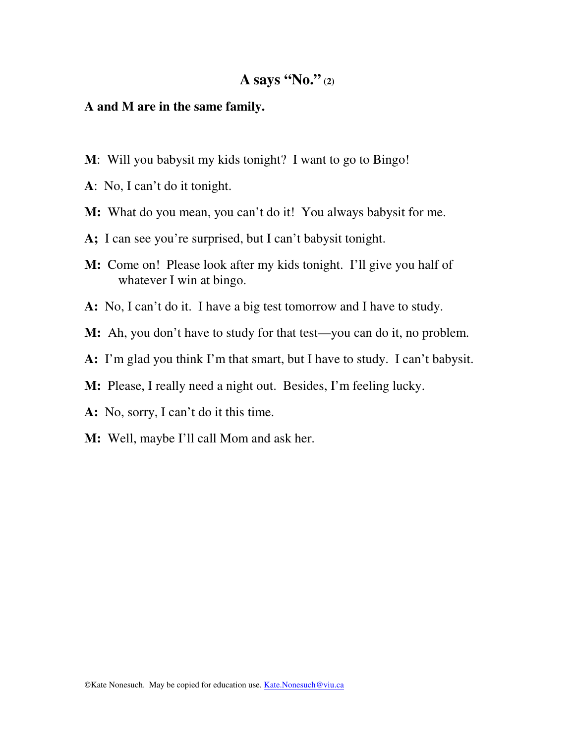# A says "No." (2)

**A and M are in the same family.**

**M**: Will you babysit my kids tonight? I want to go to Bingo!

**A**: No, I can't do it tonight.

**M:** What do you mean, you can't do it! You always babysit for me.

**A;** I can see you're surprised, but I can't babysit tonight.

**M:** Come on! Please look after my kids tonight. I'll give you half of whatever I win at bingo.

**A:** No, I can't do it. I have a big test tomorrow and I have to study.

**M:** Ah, you don't have to study for that test—you can do it, no problem.

**A:** I'm glad you think I'm that smart, but I have to study. I can't babysit.

**M:** Please, I really need a night out. Besides, I'm feeling lucky.

**A:** No, sorry, I can't do it this time.

**M:** Well, maybe I'll call Mom and ask her.

©Kate Nonesuch. May be copied for education use. Kate.Nonesuch@viu.ca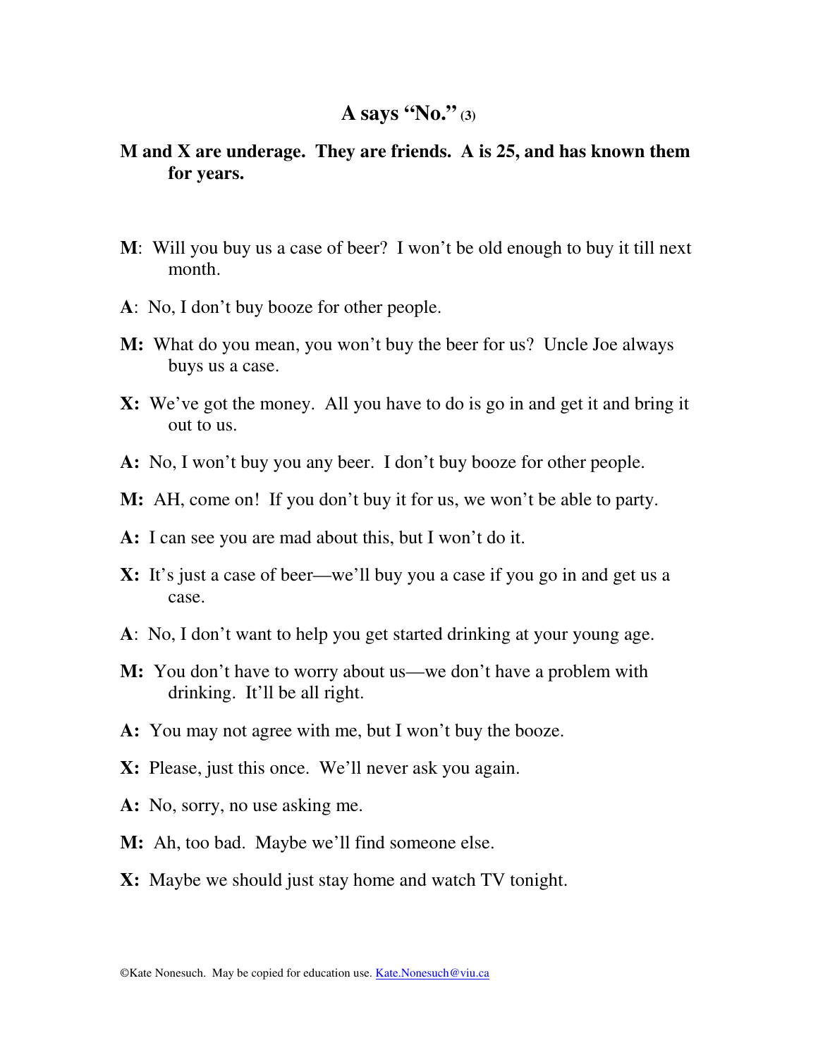# A says "No." (3)

**M and X are underage. They are friends. A is 25, and has known them for years.**

**M**: Will you buy us a case of beer? I won't be old enough to buy it till next month.

**A**: No, I don't buy booze for other people.

**M:** What do you mean, you won't buy the beer for us? Uncle Joe always buys us a case.

**X:** We've got the money. All you have to do is go in and get it and bring it out to us.

**A:** No, I won't buy you any beer. I don't buy booze for other people.

**M:** AH, come on! If you don't buy it for us, we won't be able to party.

**A:** I can see you are mad about this, but I won't do it.

**X:** It's just a case of beer—we'll buy you a case if you go in and get us a case.

**A**: No, I don't want to help you get started drinking at your young age.

**M:** You don't have to worry about us—we don't have a problem with drinking. It'll be all right.

**A:** You may not agree with me, but I won't buy the booze.

**X:** Please, just this once. We'll never ask you again.

**A:** No, sorry, no use asking me.

**M:** Ah, too bad. Maybe we'll find someone else.

**X:** Maybe we should just stay home and watch TV tonight.

©Kate Nonesuch. May be copied for education use. Kate.Nonesuch@viu.ca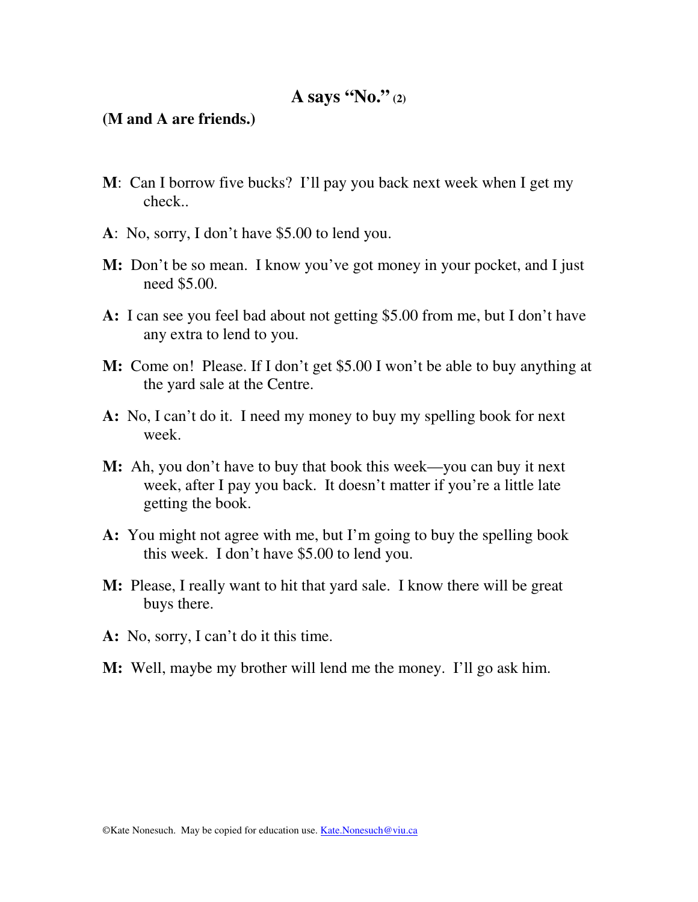# A says "No." (2)

**(M and A are friends.)**

**M**: Can I borrow five bucks? I'll pay you back next week when I get my check..

**A**: No, sorry, I don't have $5.00 to lend you.

**M:** Don't be so mean. I know you've got money in your pocket, and I just need $5.00.

**A:** I can see you feel bad about not getting $5.00 from me, but I don't have any extra to lend to you.

**M:** Come on! Please. If I don't get $5.00 I won't be able to buy anything at the yard sale at the Centre.

**A:** No, I can't do it. I need my money to buy my spelling book for next week.

**M:** Ah, you don't have to buy that book this week—you can buy it next week, after I pay you back. It doesn't matter if you're a little late getting the book.

**A:** You might not agree with me, but I'm going to buy the spelling book this week. I don't have $5.00 to lend you.

**M:** Please, I really want to hit that yard sale. I know there will be great buys there.

**A:** No, sorry, I can't do it this time.

**M:** Well, maybe my brother will lend me the money. I'll go ask him.

©Kate Nonesuch. May be copied for education use. Kate.Nonesuch@viu.ca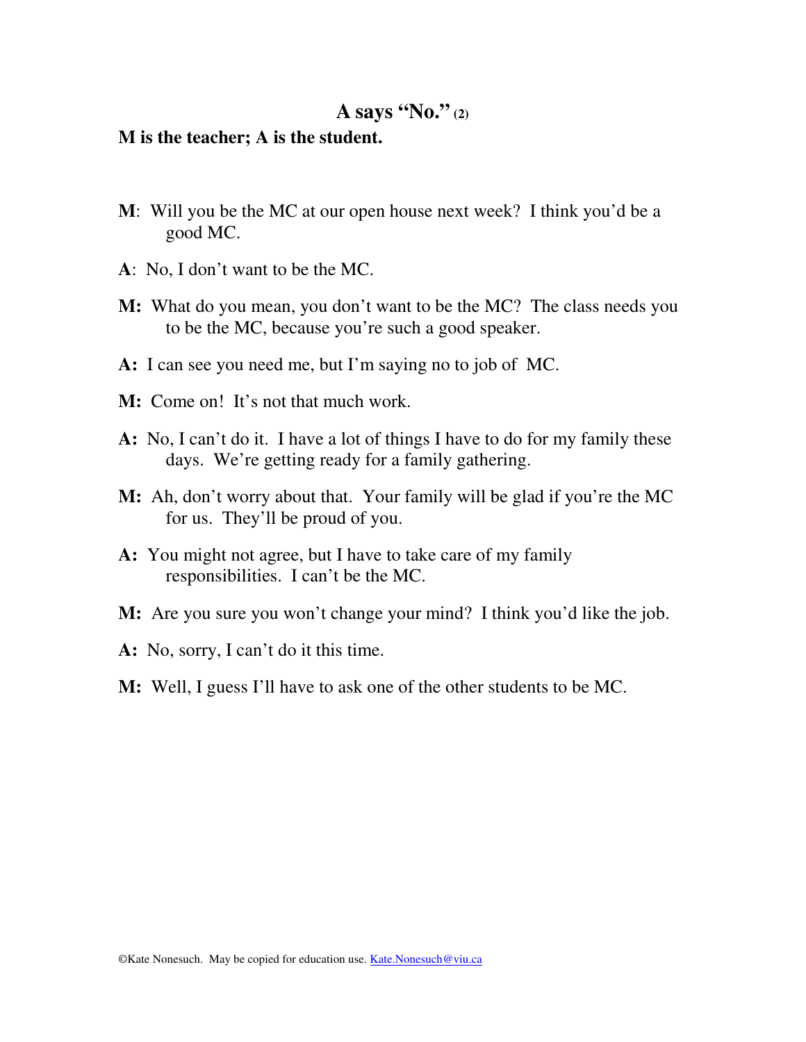# A says "No." (2)

**M is the teacher; A is the student.**

**M**: Will you be the MC at our open house next week? I think you'd be a good MC.

**A**: No, I don't want to be the MC.

**M:** What do you mean, you don't want to be the MC? The class needs you to be the MC, because you're such a good speaker.

**A:** I can see you need me, but I'm saying no to job of MC.

**M:** Come on! It's not that much work.

**A:** No, I can't do it. I have a lot of things I have to do for my family these days. We're getting ready for a family gathering.

**M:** Ah, don't worry about that. Your family will be glad if you're the MC for us. They'll be proud of you.

**A:** You might not agree, but I have to take care of my family responsibilities. I can't be the MC.

**M:** Are you sure you won't change your mind? I think you'd like the job.

**A:** No, sorry, I can't do it this time.

**M:** Well, I guess I'll have to ask one of the other students to be MC.

©Kate Nonesuch. May be copied for education use. Kate.Nonesuch@viu.ca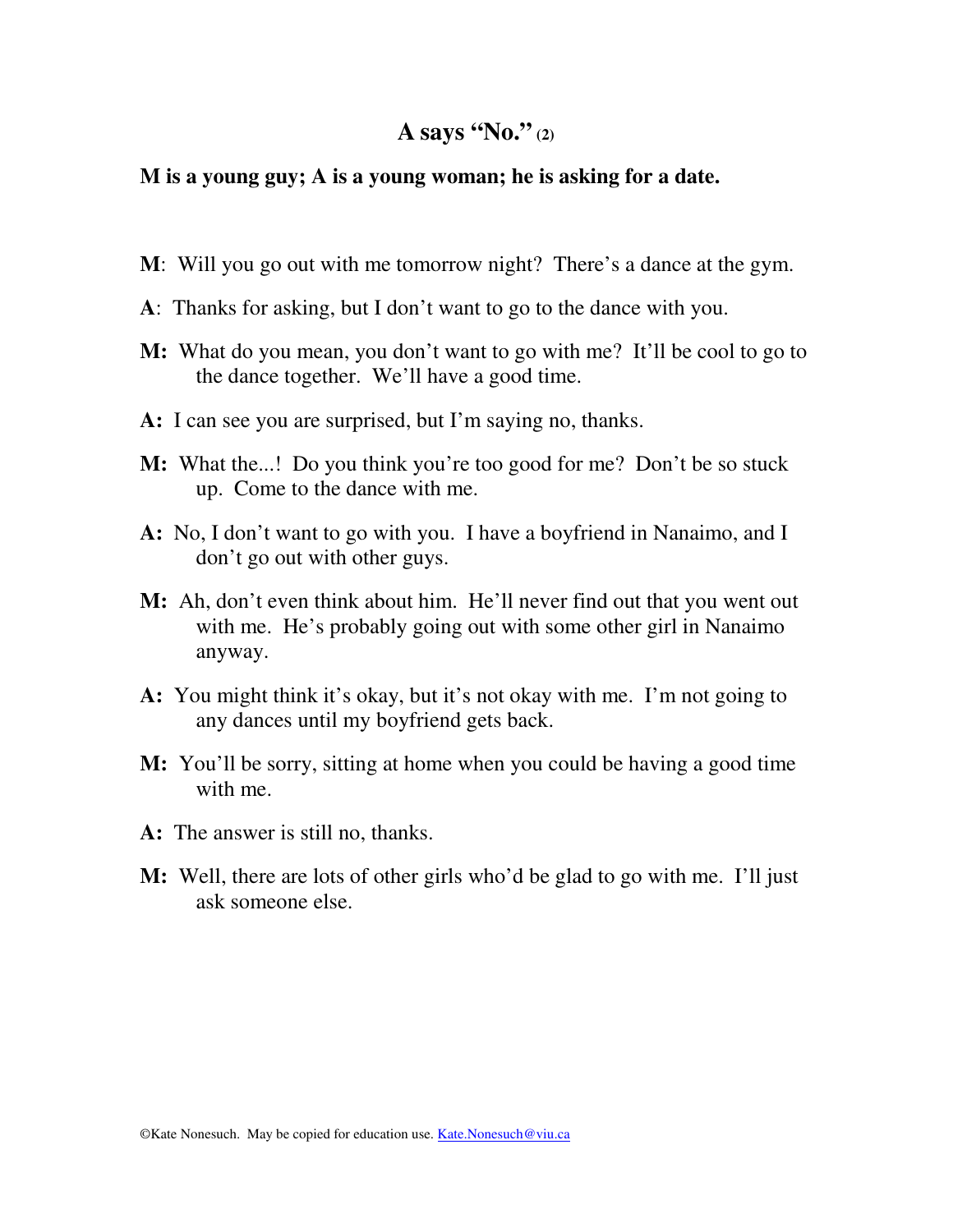## A says "No." (2)

**M is a young guy; A is a young woman; he is asking for a date.**

**M**: Will you go out with me tomorrow night? There's a dance at the gym.

**A**: Thanks for asking, but I don't want to go to the dance with you.

**M:** What do you mean, you don't want to go with me? It'll be cool to go to the dance together. We'll have a good time.

**A:** I can see you are surprised, but I'm saying no, thanks.

**M:** What the...! Do you think you're too good for me? Don't be so stuck up. Come to the dance with me.

**A:** No, I don't want to go with you. I have a boyfriend in Nanaimo, and I don't go out with other guys.

**M:** Ah, don't even think about him. He'll never find out that you went out with me. He's probably going out with some other girl in Nanaimo anyway.

**A:** You might think it's okay, but it's not okay with me. I'm not going to any dances until my boyfriend gets back.

**M:** You'll be sorry, sitting at home when you could be having a good time with me.

**A:** The answer is still no, thanks.

**M:** Well, there are lots of other girls who'd be glad to go with me. I'll just ask someone else.

©Kate Nonesuch. May be copied for education use. Kate.Nonesuch@viu.ca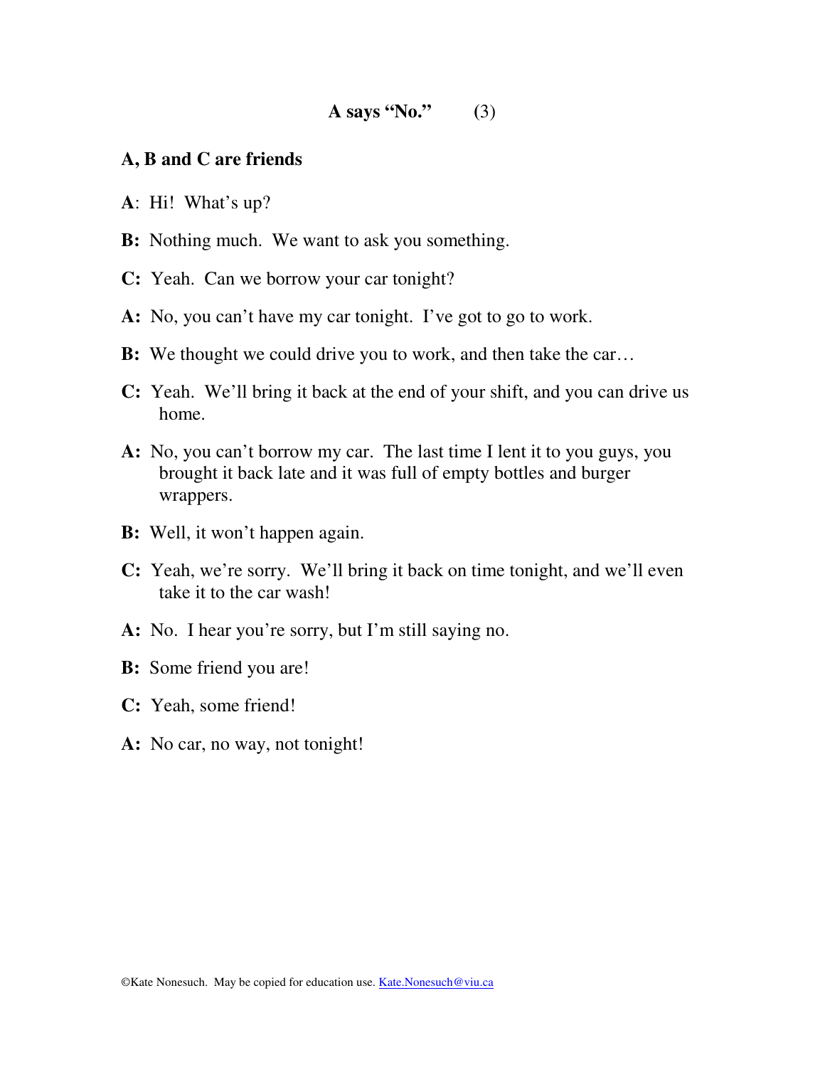# A says "No." (3)

**A, B and C are friends**

**A**: Hi! What's up?

**B:** Nothing much. We want to ask you something.

**C:** Yeah. Can we borrow your car tonight?

**A:** No, you can't have my car tonight. I've got to go to work.

**B:** We thought we could drive you to work, and then take the car…

**C:** Yeah. We'll bring it back at the end of your shift, and you can drive us home.

**A:** No, you can't borrow my car. The last time I lent it to you guys, you brought it back late and it was full of empty bottles and burger wrappers.

**B:** Well, it won't happen again.

**C:** Yeah, we're sorry. We'll bring it back on time tonight, and we'll even take it to the car wash!

**A:** No. I hear you're sorry, but I'm still saying no.

**B:** Some friend you are!

**C:** Yeah, some friend!

**A:** No car, no way, not tonight!

©Kate Nonesuch. May be copied for education use. Kate.Nonesuch@viu.ca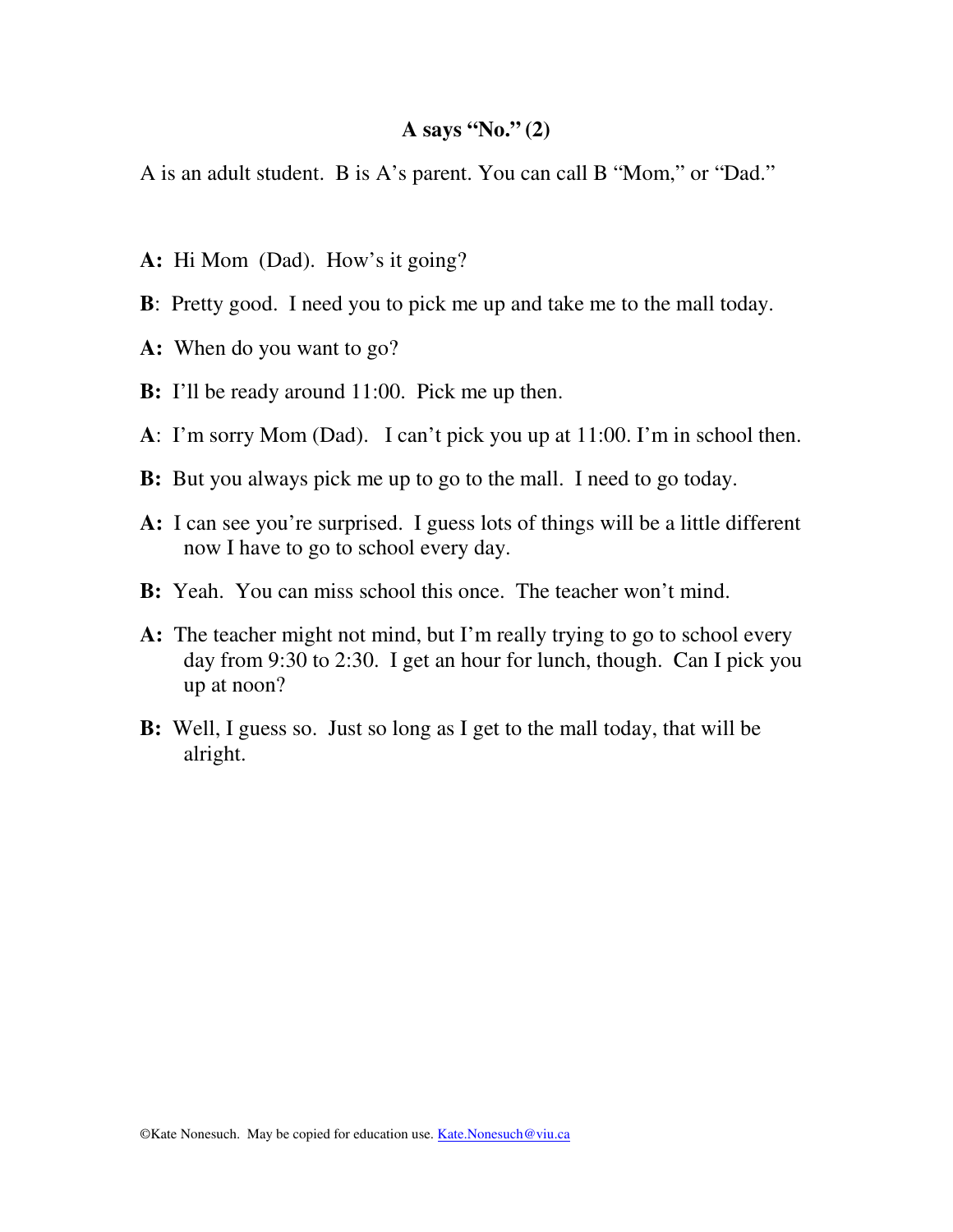### A says "No." (2)

A is an adult student. B is A's parent. You can call B "Mom," or "Dad."

**A:** Hi Mom (Dad). How's it going?

**B**: Pretty good. I need you to pick me up and take me to the mall today.

**A:** When do you want to go?

**B:** I'll be ready around 11:00. Pick me up then.

**A**: I'm sorry Mom (Dad). I can't pick you up at 11:00. I'm in school then.

**B:** But you always pick me up to go to the mall. I need to go today.

**A:** I can see you're surprised. I guess lots of things will be a little different now I have to go to school every day.

**B:** Yeah. You can miss school this once. The teacher won't mind.

**A:** The teacher might not mind, but I'm really trying to go to school every day from 9:30 to 2:30. I get an hour for lunch, though. Can I pick you up at noon?

**B:** Well, I guess so. Just so long as I get to the mall today, that will be alright.

©Kate Nonesuch. May be copied for education use. Kate.Nonesuch@viu.ca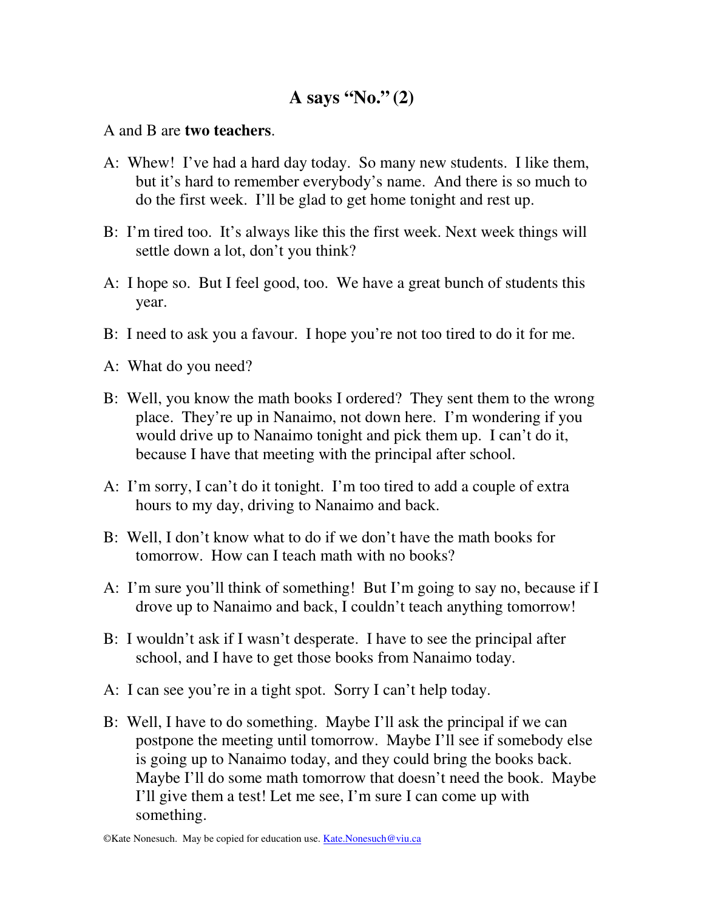# A says "No." (2)

A and B are **two teachers**.

A: Whew! I've had a hard day today. So many new students. I like them, but it's hard to remember everybody's name. And there is so much to do the first week. I'll be glad to get home tonight and rest up.

B: I'm tired too. It's always like this the first week. Next week things will settle down a lot, don't you think?

A: I hope so. But I feel good, too. We have a great bunch of students this year.

B: I need to ask you a favour. I hope you're not too tired to do it for me.

A: What do you need?

B: Well, you know the math books I ordered? They sent them to the wrong place. They're up in Nanaimo, not down here. I'm wondering if you would drive up to Nanaimo tonight and pick them up. I can't do it, because I have that meeting with the principal after school.

A: I'm sorry, I can't do it tonight. I'm too tired to add a couple of extra hours to my day, driving to Nanaimo and back.

B: Well, I don't know what to do if we don't have the math books for tomorrow. How can I teach math with no books?

A: I'm sure you'll think of something! But I'm going to say no, because if I drove up to Nanaimo and back, I couldn't teach anything tomorrow!

B: I wouldn't ask if I wasn't desperate. I have to see the principal after school, and I have to get those books from Nanaimo today.

A: I can see you're in a tight spot. Sorry I can't help today.

B: Well, I have to do something. Maybe I'll ask the principal if we can postpone the meeting until tomorrow. Maybe I'll see if somebody else is going up to Nanaimo today, and they could bring the books back. Maybe I'll do some math tomorrow that doesn't need the book. Maybe I'll give them a test! Let me see, I'm sure I can come up with something.

©Kate Nonesuch. May be copied for education use. Kate.Nonesuch@viu.ca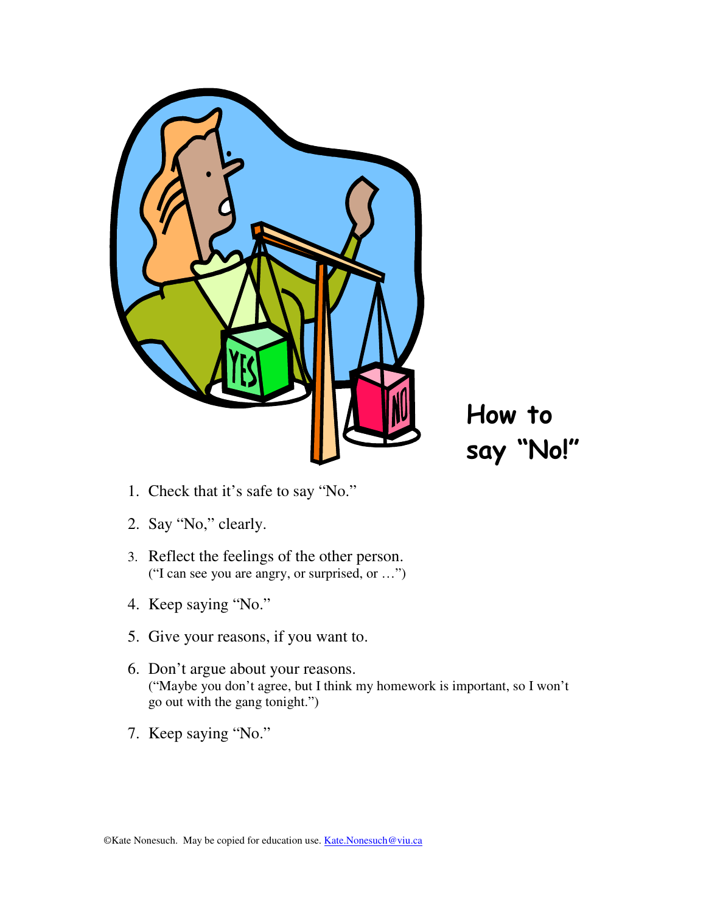# How to say "No!"

1. Check that it's safe to say "No."
2. Say "No," clearly.
3. Reflect the feelings of the other person.
   ("I can see you are angry, or surprised, or …")
4. Keep saying "No."
5. Give your reasons, if you want to.
6. Don't argue about your reasons.
   ("Maybe you don't agree, but I think my homework is important, so I won't go out with the gang tonight.")
7. Keep saying "No."

©Kate Nonesuch. May be copied for education use. Kate.Nonesuch@viu.ca